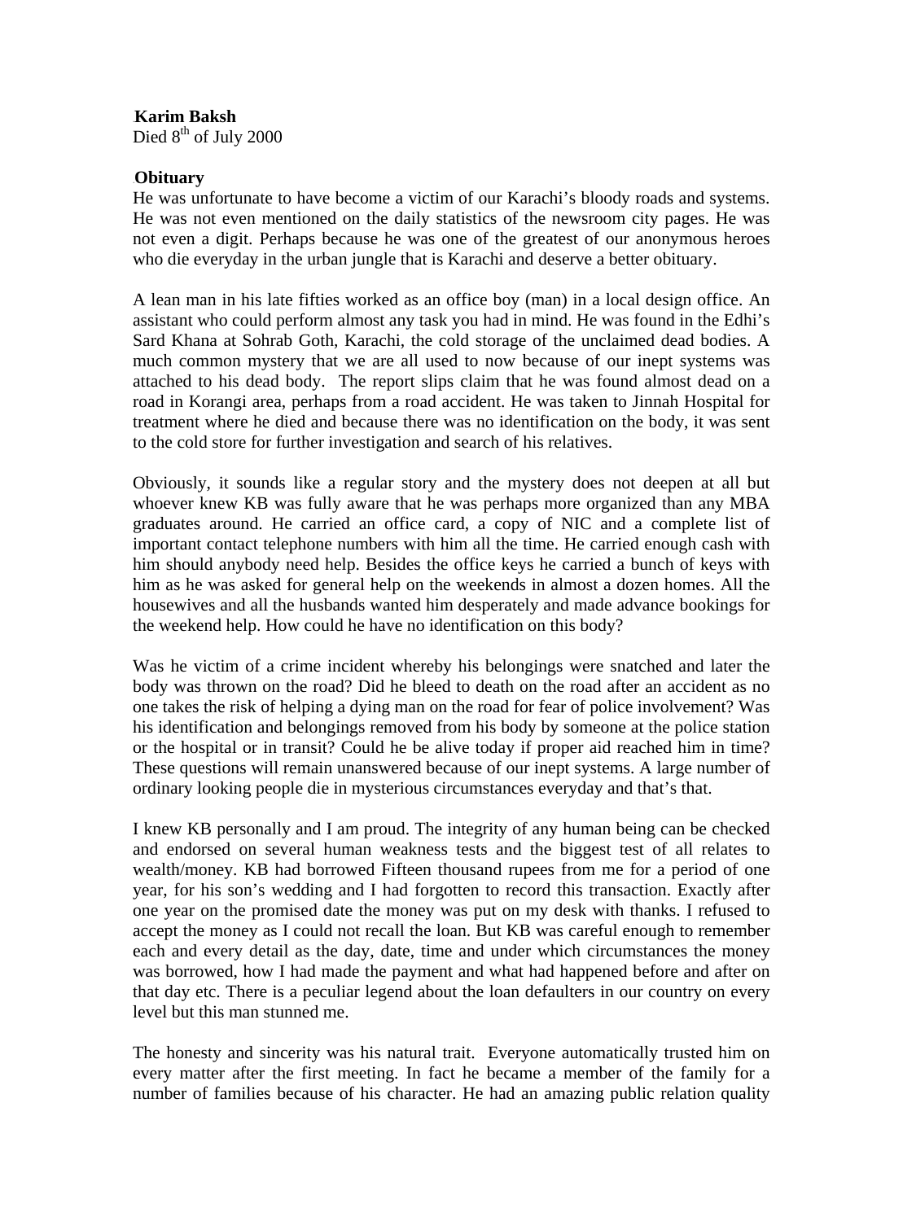**Karim Baksh**

Died 8th of July 2000

**Obituary**

He was unfortunate to have become a victim of our Karachi's bloody roads and systems. He was not even mentioned on the daily statistics of the newsroom city pages. He was not even a digit. Perhaps because he was one of the greatest of our anonymous heroes who die everyday in the urban jungle that is Karachi and deserve a better obituary.

A lean man in his late fifties worked as an office boy (man) in a local design office. An assistant who could perform almost any task you had in mind. He was found in the Edhi's Sard Khana at Sohrab Goth, Karachi, the cold storage of the unclaimed dead bodies. A much common mystery that we are all used to now because of our inept systems was attached to his dead body. The report slips claim that he was found almost dead on a road in Korangi area, perhaps from a road accident. He was taken to Jinnah Hospital for treatment where he died and because there was no identification on the body, it was sent to the cold store for further investigation and search of his relatives.

Obviously, it sounds like a regular story and the mystery does not deepen at all but whoever knew KB was fully aware that he was perhaps more organized than any MBA graduates around. He carried an office card, a copy of NIC and a complete list of important contact telephone numbers with him all the time. He carried enough cash with him should anybody need help. Besides the office keys he carried a bunch of keys with him as he was asked for general help on the weekends in almost a dozen homes. All the housewives and all the husbands wanted him desperately and made advance bookings for the weekend help. How could he have no identification on this body?

Was he victim of a crime incident whereby his belongings were snatched and later the body was thrown on the road? Did he bleed to death on the road after an accident as no one takes the risk of helping a dying man on the road for fear of police involvement? Was his identification and belongings removed from his body by someone at the police station or the hospital or in transit? Could he be alive today if proper aid reached him in time? These questions will remain unanswered because of our inept systems. A large number of ordinary looking people die in mysterious circumstances everyday and that's that.

I knew KB personally and I am proud. The integrity of any human being can be checked and endorsed on several human weakness tests and the biggest test of all relates to wealth/money. KB had borrowed Fifteen thousand rupees from me for a period of one year, for his son's wedding and I had forgotten to record this transaction. Exactly after one year on the promised date the money was put on my desk with thanks. I refused to accept the money as I could not recall the loan. But KB was careful enough to remember each and every detail as the day, date, time and under which circumstances the money was borrowed, how I had made the payment and what had happened before and after on that day etc. There is a peculiar legend about the loan defaulters in our country on every level but this man stunned me.

The honesty and sincerity was his natural trait. Everyone automatically trusted him on every matter after the first meeting. In fact he became a member of the family for a number of families because of his character. He had an amazing public relation quality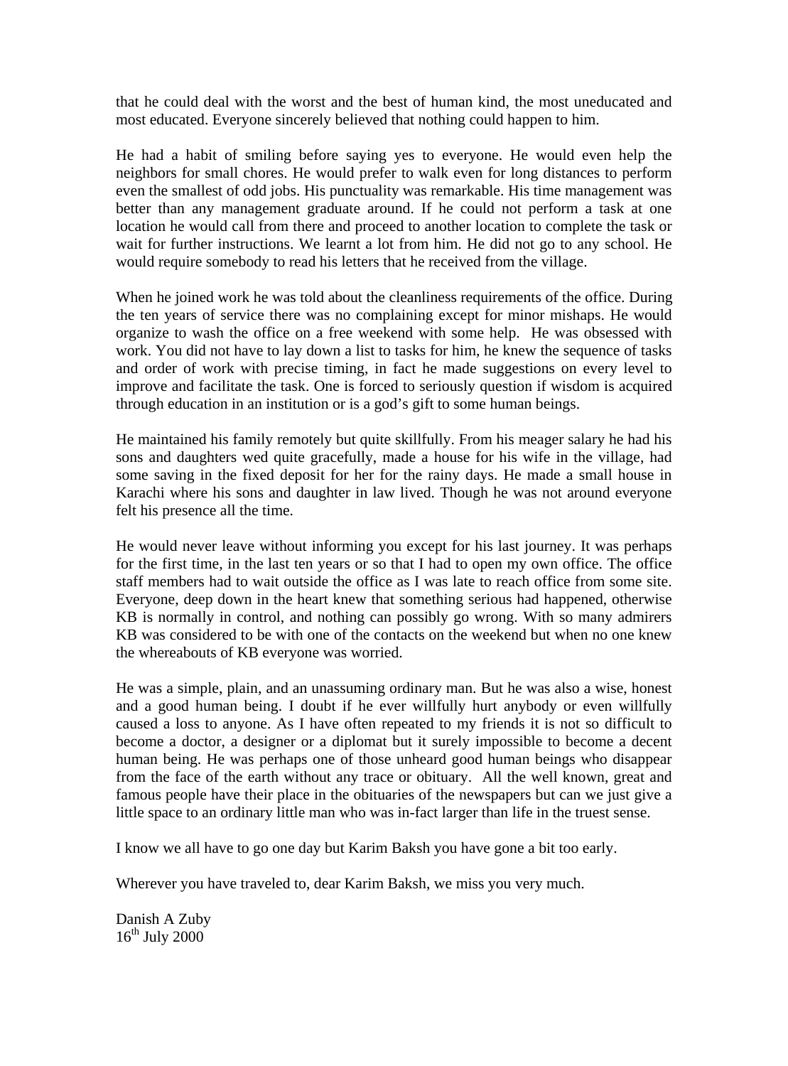that he could deal with the worst and the best of human kind, the most uneducated and most educated. Everyone sincerely believed that nothing could happen to him.

He had a habit of smiling before saying yes to everyone. He would even help the neighbors for small chores. He would prefer to walk even for long distances to perform even the smallest of odd jobs. His punctuality was remarkable. His time management was better than any management graduate around. If he could not perform a task at one location he would call from there and proceed to another location to complete the task or wait for further instructions. We learnt a lot from him. He did not go to any school. He would require somebody to read his letters that he received from the village.

When he joined work he was told about the cleanliness requirements of the office. During the ten years of service there was no complaining except for minor mishaps. He would organize to wash the office on a free weekend with some help. He was obsessed with work. You did not have to lay down a list to tasks for him, he knew the sequence of tasks and order of work with precise timing, in fact he made suggestions on every level to improve and facilitate the task. One is forced to seriously question if wisdom is acquired through education in an institution or is a god's gift to some human beings.

He maintained his family remotely but quite skillfully. From his meager salary he had his sons and daughters wed quite gracefully, made a house for his wife in the village, had some saving in the fixed deposit for her for the rainy days. He made a small house in Karachi where his sons and daughter in law lived. Though he was not around everyone felt his presence all the time.

He would never leave without informing you except for his last journey. It was perhaps for the first time, in the last ten years or so that I had to open my own office. The office staff members had to wait outside the office as I was late to reach office from some site. Everyone, deep down in the heart knew that something serious had happened, otherwise KB is normally in control, and nothing can possibly go wrong. With so many admirers KB was considered to be with one of the contacts on the weekend but when no one knew the whereabouts of KB everyone was worried.

He was a simple, plain, and an unassuming ordinary man. But he was also a wise, honest and a good human being. I doubt if he ever willfully hurt anybody or even willfully caused a loss to anyone. As I have often repeated to my friends it is not so difficult to become a doctor, a designer or a diplomat but it surely impossible to become a decent human being. He was perhaps one of those unheard good human beings who disappear from the face of the earth without any trace or obituary. All the well known, great and famous people have their place in the obituaries of the newspapers but can we just give a little space to an ordinary little man who was in-fact larger than life in the truest sense.

I know we all have to go one day but Karim Baksh you have gone a bit too early.

Wherever you have traveled to, dear Karim Baksh, we miss you very much.

Danish A Zuby
16th July 2000